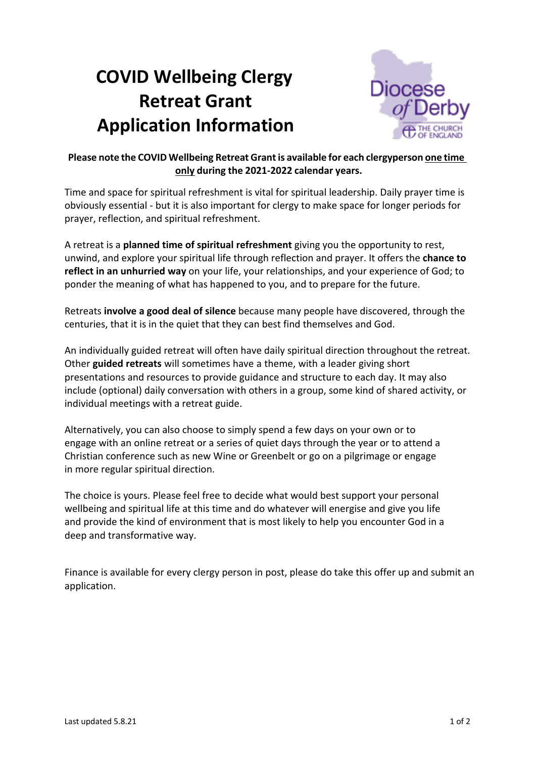# COVID Wellbeing Clergy Retreat Grant Application Information

**Please note the COVID Wellbeing Retreat Grant is available for each clergyperson <u>one time only</u> during the 2021-2022 calendar years.**

Time and space for spiritual refreshment is vital for spiritual leadership. Daily prayer time is obviously essential - but it is also important for clergy to make space for longer periods for prayer, reflection, and spiritual refreshment.

A retreat is a **planned time of spiritual refreshment** giving you the opportunity to rest, unwind, and explore your spiritual life through reflection and prayer. It offers the **chance to reflect in an unhurried way** on your life, your relationships, and your experience of God; to ponder the meaning of what has happened to you, and to prepare for the future.

Retreats **involve a good deal of silence** because many people have discovered, through the centuries, that it is in the quiet that they can best find themselves and God.

An individually guided retreat will often have daily spiritual direction throughout the retreat. Other **guided retreats** will sometimes have a theme, with a leader giving short presentations and resources to provide guidance and structure to each day. It may also include (optional) daily conversation with others in a group, some kind of shared activity, or individual meetings with a retreat guide.

Alternatively, you can also choose to simply spend a few days on your own or to engage with an online retreat or a series of quiet days through the year or to attend a Christian conference such as new Wine or Greenbelt or go on a pilgrimage or engage in more regular spiritual direction.

The choice is yours. Please feel free to decide what would best support your personal wellbeing and spiritual life at this time and do whatever will energise and give you life and provide the kind of environment that is most likely to help you encounter God in a deep and transformative way.

Finance is available for every clergy person in post, please do take this offer up and submit an application.

Last updated 5.8.21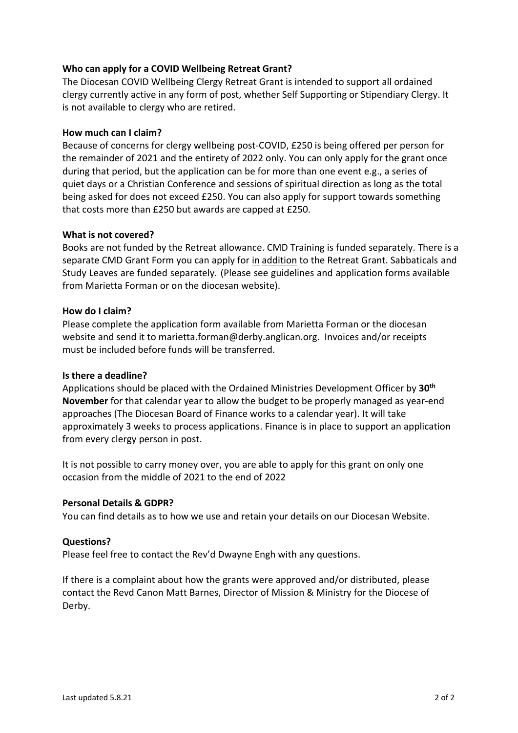**Who can apply for a COVID Wellbeing Retreat Grant?**

The Diocesan COVID Wellbeing Clergy Retreat Grant is intended to support all ordained clergy currently active in any form of post, whether Self Supporting or Stipendiary Clergy. It is not available to clergy who are retired.

**How much can I claim?**

Because of concerns for clergy wellbeing post-COVID, £250 is being offered per person for the remainder of 2021 and the entirety of 2022 only. You can only apply for the grant once during that period, but the application can be for more than one event e.g., a series of quiet days or a Christian Conference and sessions of spiritual direction as long as the total being asked for does not exceed £250. You can also apply for support towards something that costs more than £250 but awards are capped at £250.

**What is not covered?**

Books are not funded by the Retreat allowance. CMD Training is funded separately. There is a separate CMD Grant Form you can apply for in addition to the Retreat Grant. Sabbaticals and Study Leaves are funded separately. (Please see guidelines and application forms available from Marietta Forman or on the diocesan website).

**How do I claim?**

Please complete the application form available from Marietta Forman or the diocesan website and send it to marietta.forman@derby.anglican.org. Invoices and/or receipts must be included before funds will be transferred.

**Is there a deadline?**

Applications should be placed with the Ordained Ministries Development Officer by **30th November** for that calendar year to allow the budget to be properly managed as year-end approaches (The Diocesan Board of Finance works to a calendar year). It will take approximately 3 weeks to process applications. Finance is in place to support an application from every clergy person in post.

It is not possible to carry money over, you are able to apply for this grant on only one occasion from the middle of 2021 to the end of 2022

**Personal Details & GDPR?**

You can find details as to how we use and retain your details on our Diocesan Website.

**Questions?**

Please feel free to contact the Rev'd Dwayne Engh with any questions.

If there is a complaint about how the grants were approved and/or distributed, please contact the Revd Canon Matt Barnes, Director of Mission & Ministry for the Diocese of Derby.

Last updated 5.8.21